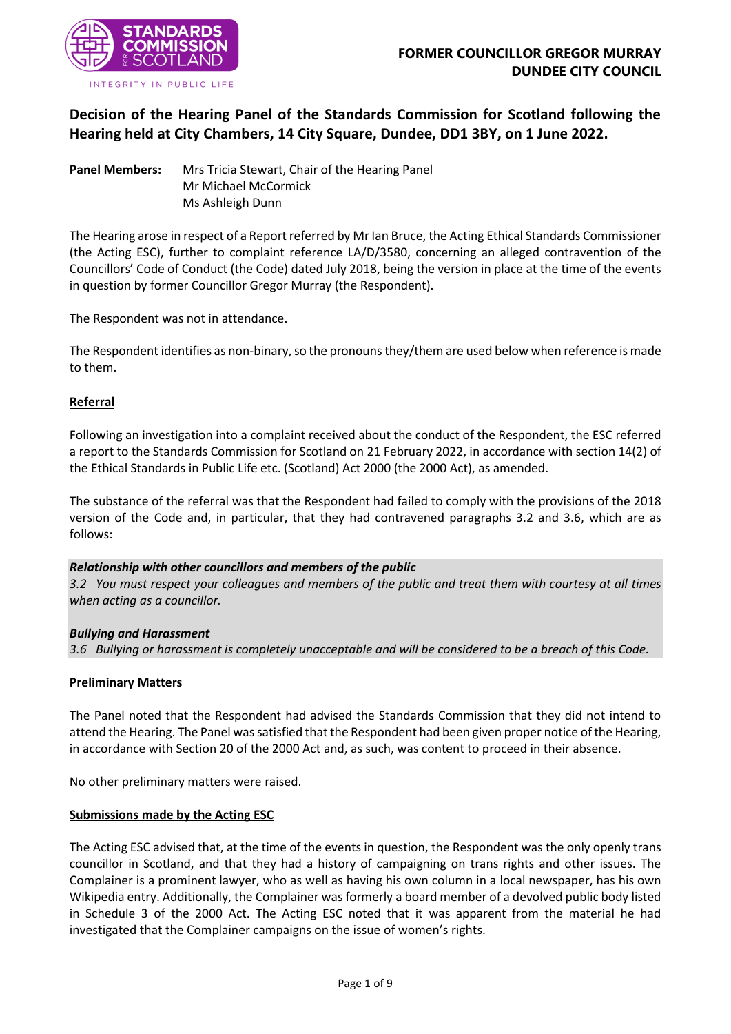**FORMER COUNCILLOR GREGOR MURRAY**
**DUNDEE CITY COUNCIL**

# Decision of the Hearing Panel of the Standards Commission for Scotland following the Hearing held at City Chambers, 14 City Square, Dundee, DD1 3BY, on 1 June 2022.

**Panel Members:** Mrs Tricia Stewart, Chair of the Hearing Panel
Mr Michael McCormick
Ms Ashleigh Dunn

The Hearing arose in respect of a Report referred by Mr Ian Bruce, the Acting Ethical Standards Commissioner (the Acting ESC), further to complaint reference LA/D/3580, concerning an alleged contravention of the Councillors' Code of Conduct (the Code) dated July 2018, being the version in place at the time of the events in question by former Councillor Gregor Murray (the Respondent).

The Respondent was not in attendance.

The Respondent identifies as non-binary, so the pronouns they/them are used below when reference is made to them.

## Referral

Following an investigation into a complaint received about the conduct of the Respondent, the ESC referred a report to the Standards Commission for Scotland on 21 February 2022, in accordance with section 14(2) of the Ethical Standards in Public Life etc. (Scotland) Act 2000 (the 2000 Act), as amended.

The substance of the referral was that the Respondent had failed to comply with the provisions of the 2018 version of the Code and, in particular, that they had contravened paragraphs 3.2 and 3.6, which are as follows:

***Relationship with other councillors and members of the public***
*3.2 You must respect your colleagues and members of the public and treat them with courtesy at all times when acting as a councillor.*

***Bullying and Harassment***
*3.6 Bullying or harassment is completely unacceptable and will be considered to be a breach of this Code.*

## Preliminary Matters

The Panel noted that the Respondent had advised the Standards Commission that they did not intend to attend the Hearing. The Panel was satisfied that the Respondent had been given proper notice of the Hearing, in accordance with Section 20 of the 2000 Act and, as such, was content to proceed in their absence.

No other preliminary matters were raised.

## Submissions made by the Acting ESC

The Acting ESC advised that, at the time of the events in question, the Respondent was the only openly trans councillor in Scotland, and that they had a history of campaigning on trans rights and other issues. The Complainer is a prominent lawyer, who as well as having his own column in a local newspaper, has his own Wikipedia entry. Additionally, the Complainer was formerly a board member of a devolved public body listed in Schedule 3 of the 2000 Act. The Acting ESC noted that it was apparent from the material he had investigated that the Complainer campaigns on the issue of women's rights.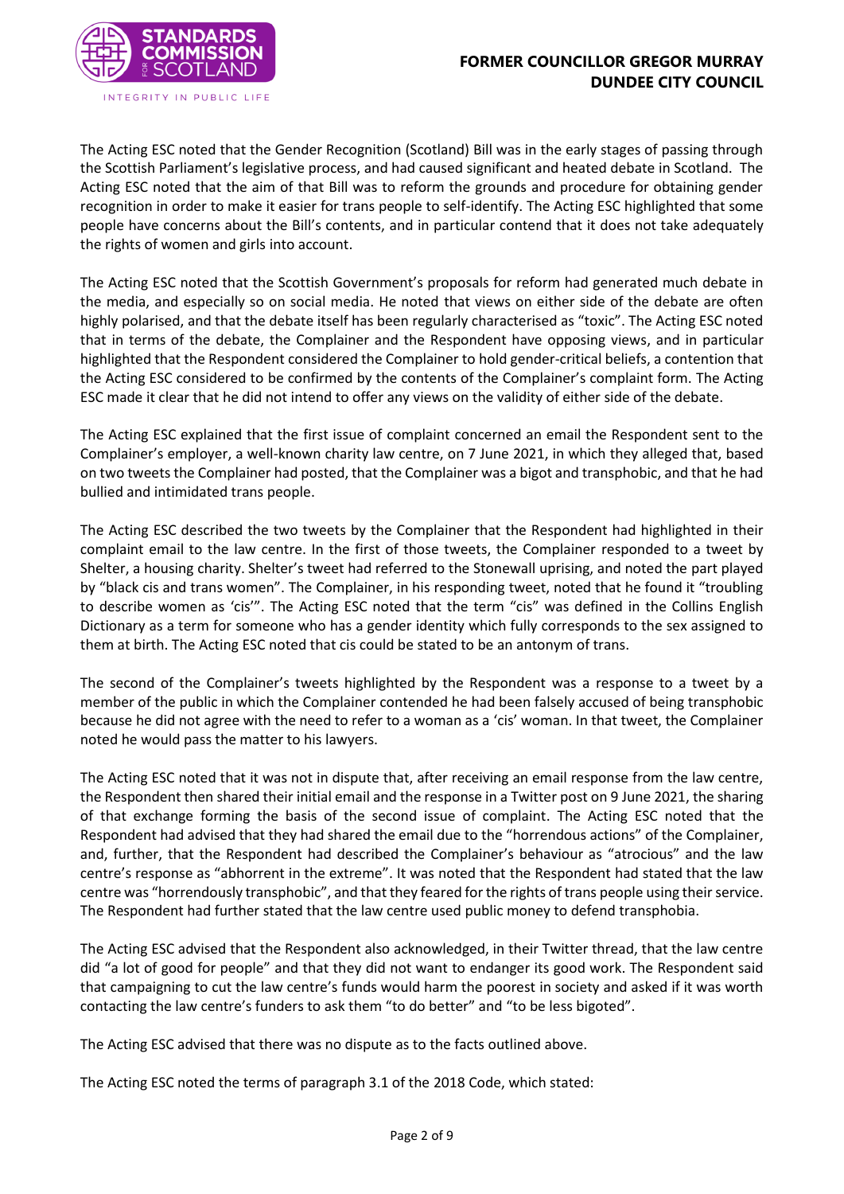The Acting ESC noted that the Gender Recognition (Scotland) Bill was in the early stages of passing through the Scottish Parliament's legislative process, and had caused significant and heated debate in Scotland. The Acting ESC noted that the aim of that Bill was to reform the grounds and procedure for obtaining gender recognition in order to make it easier for trans people to self-identify. The Acting ESC highlighted that some people have concerns about the Bill's contents, and in particular contend that it does not take adequately the rights of women and girls into account.

The Acting ESC noted that the Scottish Government's proposals for reform had generated much debate in the media, and especially so on social media. He noted that views on either side of the debate are often highly polarised, and that the debate itself has been regularly characterised as "toxic". The Acting ESC noted that in terms of the debate, the Complainer and the Respondent have opposing views, and in particular highlighted that the Respondent considered the Complainer to hold gender-critical beliefs, a contention that the Acting ESC considered to be confirmed by the contents of the Complainer's complaint form. The Acting ESC made it clear that he did not intend to offer any views on the validity of either side of the debate.

The Acting ESC explained that the first issue of complaint concerned an email the Respondent sent to the Complainer's employer, a well-known charity law centre, on 7 June 2021, in which they alleged that, based on two tweets the Complainer had posted, that the Complainer was a bigot and transphobic, and that he had bullied and intimidated trans people.

The Acting ESC described the two tweets by the Complainer that the Respondent had highlighted in their complaint email to the law centre. In the first of those tweets, the Complainer responded to a tweet by Shelter, a housing charity. Shelter's tweet had referred to the Stonewall uprising, and noted the part played by "black cis and trans women". The Complainer, in his responding tweet, noted that he found it "troubling to describe women as 'cis'". The Acting ESC noted that the term "cis" was defined in the Collins English Dictionary as a term for someone who has a gender identity which fully corresponds to the sex assigned to them at birth. The Acting ESC noted that cis could be stated to be an antonym of trans.

The second of the Complainer's tweets highlighted by the Respondent was a response to a tweet by a member of the public in which the Complainer contended he had been falsely accused of being transphobic because he did not agree with the need to refer to a woman as a 'cis' woman. In that tweet, the Complainer noted he would pass the matter to his lawyers.

The Acting ESC noted that it was not in dispute that, after receiving an email response from the law centre, the Respondent then shared their initial email and the response in a Twitter post on 9 June 2021, the sharing of that exchange forming the basis of the second issue of complaint. The Acting ESC noted that the Respondent had advised that they had shared the email due to the "horrendous actions" of the Complainer, and, further, that the Respondent had described the Complainer's behaviour as "atrocious" and the law centre's response as "abhorrent in the extreme". It was noted that the Respondent had stated that the law centre was "horrendously transphobic", and that they feared for the rights of trans people using their service. The Respondent had further stated that the law centre used public money to defend transphobia.

The Acting ESC advised that the Respondent also acknowledged, in their Twitter thread, that the law centre did "a lot of good for people" and that they did not want to endanger its good work. The Respondent said that campaigning to cut the law centre's funds would harm the poorest in society and asked if it was worth contacting the law centre's funders to ask them "to do better" and "to be less bigoted".

The Acting ESC advised that there was no dispute as to the facts outlined above.

The Acting ESC noted the terms of paragraph 3.1 of the 2018 Code, which stated: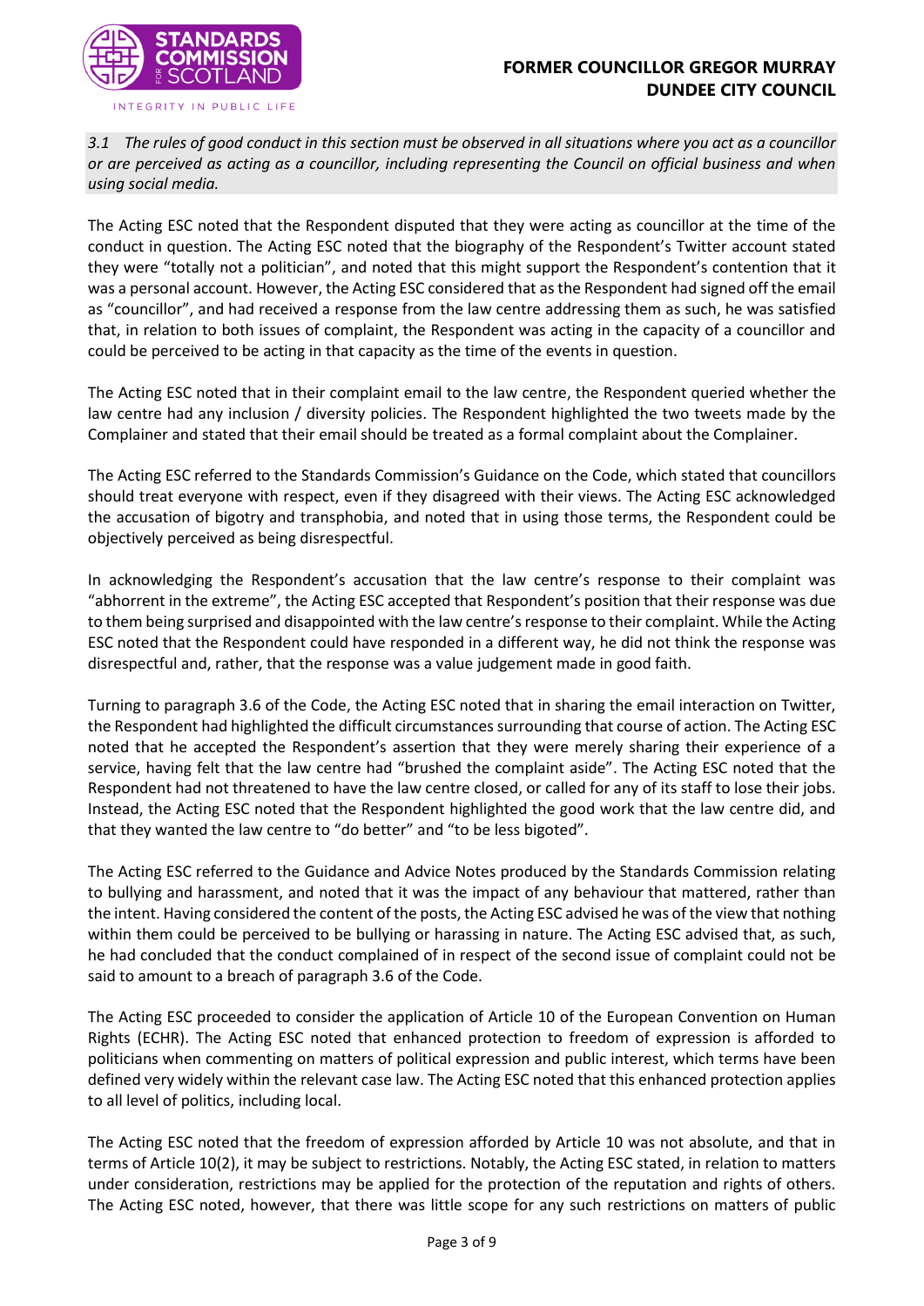*3.1 The rules of good conduct in this section must be observed in all situations where you act as a councillor or are perceived as acting as a councillor, including representing the Council on official business and when using social media.*

The Acting ESC noted that the Respondent disputed that they were acting as councillor at the time of the conduct in question. The Acting ESC noted that the biography of the Respondent's Twitter account stated they were "totally not a politician", and noted that this might support the Respondent's contention that it was a personal account. However, the Acting ESC considered that as the Respondent had signed off the email as "councillor", and had received a response from the law centre addressing them as such, he was satisfied that, in relation to both issues of complaint, the Respondent was acting in the capacity of a councillor and could be perceived to be acting in that capacity as the time of the events in question.

The Acting ESC noted that in their complaint email to the law centre, the Respondent queried whether the law centre had any inclusion / diversity policies. The Respondent highlighted the two tweets made by the Complainer and stated that their email should be treated as a formal complaint about the Complainer.

The Acting ESC referred to the Standards Commission's Guidance on the Code, which stated that councillors should treat everyone with respect, even if they disagreed with their views. The Acting ESC acknowledged the accusation of bigotry and transphobia, and noted that in using those terms, the Respondent could be objectively perceived as being disrespectful.

In acknowledging the Respondent's accusation that the law centre's response to their complaint was "abhorrent in the extreme", the Acting ESC accepted that Respondent's position that their response was due to them being surprised and disappointed with the law centre's response to their complaint. While the Acting ESC noted that the Respondent could have responded in a different way, he did not think the response was disrespectful and, rather, that the response was a value judgement made in good faith.

Turning to paragraph 3.6 of the Code, the Acting ESC noted that in sharing the email interaction on Twitter, the Respondent had highlighted the difficult circumstances surrounding that course of action. The Acting ESC noted that he accepted the Respondent's assertion that they were merely sharing their experience of a service, having felt that the law centre had "brushed the complaint aside". The Acting ESC noted that the Respondent had not threatened to have the law centre closed, or called for any of its staff to lose their jobs. Instead, the Acting ESC noted that the Respondent highlighted the good work that the law centre did, and that they wanted the law centre to "do better" and "to be less bigoted".

The Acting ESC referred to the Guidance and Advice Notes produced by the Standards Commission relating to bullying and harassment, and noted that it was the impact of any behaviour that mattered, rather than the intent. Having considered the content of the posts, the Acting ESC advised he was of the view that nothing within them could be perceived to be bullying or harassing in nature. The Acting ESC advised that, as such, he had concluded that the conduct complained of in respect of the second issue of complaint could not be said to amount to a breach of paragraph 3.6 of the Code.

The Acting ESC proceeded to consider the application of Article 10 of the European Convention on Human Rights (ECHR). The Acting ESC noted that enhanced protection to freedom of expression is afforded to politicians when commenting on matters of political expression and public interest, which terms have been defined very widely within the relevant case law. The Acting ESC noted that this enhanced protection applies to all level of politics, including local.

The Acting ESC noted that the freedom of expression afforded by Article 10 was not absolute, and that in terms of Article 10(2), it may be subject to restrictions. Notably, the Acting ESC stated, in relation to matters under consideration, restrictions may be applied for the protection of the reputation and rights of others. The Acting ESC noted, however, that there was little scope for any such restrictions on matters of public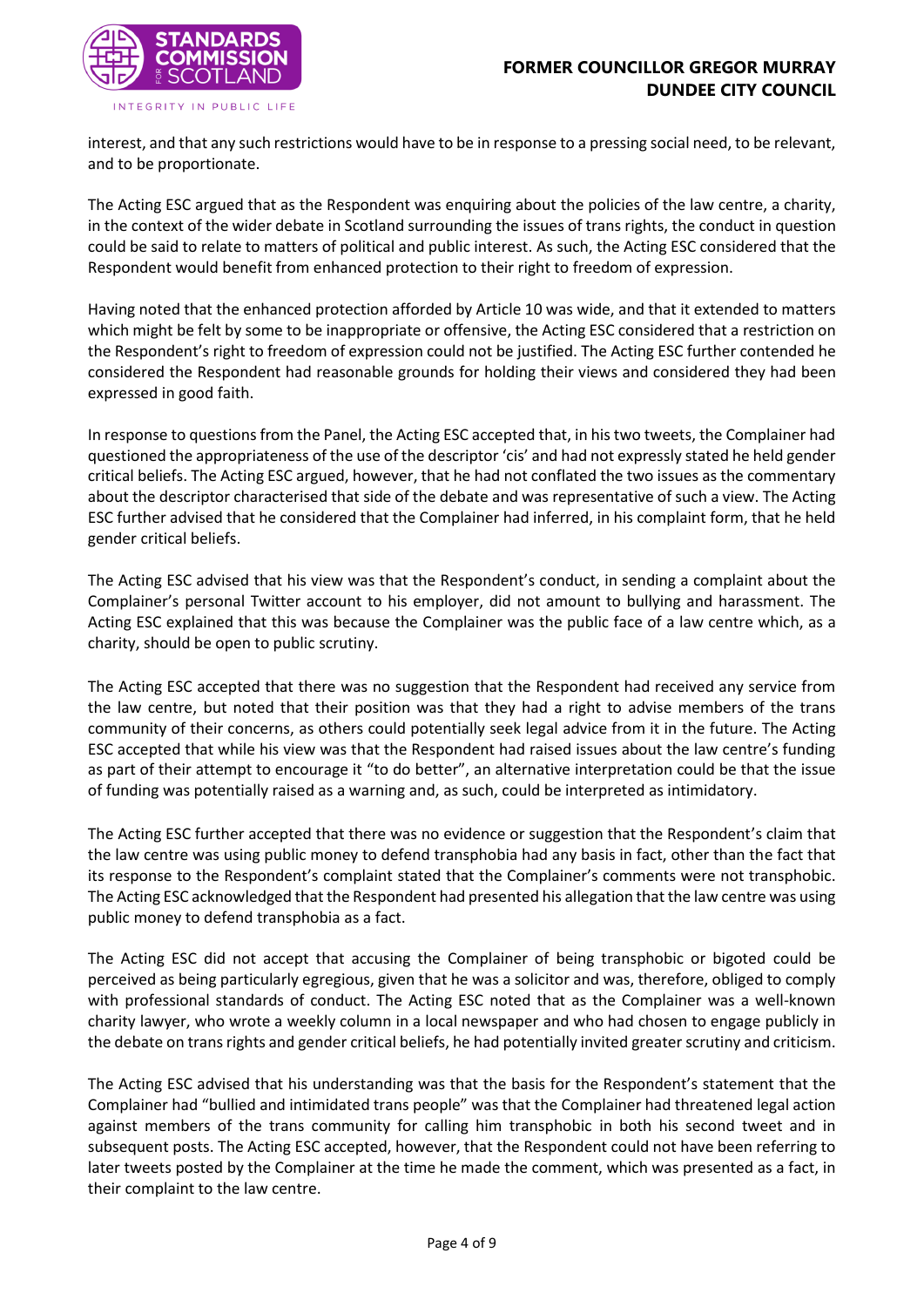interest, and that any such restrictions would have to be in response to a pressing social need, to be relevant, and to be proportionate.

The Acting ESC argued that as the Respondent was enquiring about the policies of the law centre, a charity, in the context of the wider debate in Scotland surrounding the issues of trans rights, the conduct in question could be said to relate to matters of political and public interest. As such, the Acting ESC considered that the Respondent would benefit from enhanced protection to their right to freedom of expression.

Having noted that the enhanced protection afforded by Article 10 was wide, and that it extended to matters which might be felt by some to be inappropriate or offensive, the Acting ESC considered that a restriction on the Respondent's right to freedom of expression could not be justified. The Acting ESC further contended he considered the Respondent had reasonable grounds for holding their views and considered they had been expressed in good faith.

In response to questions from the Panel, the Acting ESC accepted that, in his two tweets, the Complainer had questioned the appropriateness of the use of the descriptor 'cis' and had not expressly stated he held gender critical beliefs. The Acting ESC argued, however, that he had not conflated the two issues as the commentary about the descriptor characterised that side of the debate and was representative of such a view. The Acting ESC further advised that he considered that the Complainer had inferred, in his complaint form, that he held gender critical beliefs.

The Acting ESC advised that his view was that the Respondent's conduct, in sending a complaint about the Complainer's personal Twitter account to his employer, did not amount to bullying and harassment. The Acting ESC explained that this was because the Complainer was the public face of a law centre which, as a charity, should be open to public scrutiny.

The Acting ESC accepted that there was no suggestion that the Respondent had received any service from the law centre, but noted that their position was that they had a right to advise members of the trans community of their concerns, as others could potentially seek legal advice from it in the future. The Acting ESC accepted that while his view was that the Respondent had raised issues about the law centre's funding as part of their attempt to encourage it "to do better", an alternative interpretation could be that the issue of funding was potentially raised as a warning and, as such, could be interpreted as intimidatory.

The Acting ESC further accepted that there was no evidence or suggestion that the Respondent's claim that the law centre was using public money to defend transphobia had any basis in fact, other than the fact that its response to the Respondent's complaint stated that the Complainer's comments were not transphobic. The Acting ESC acknowledged that the Respondent had presented his allegation that the law centre was using public money to defend transphobia as a fact.

The Acting ESC did not accept that accusing the Complainer of being transphobic or bigoted could be perceived as being particularly egregious, given that he was a solicitor and was, therefore, obliged to comply with professional standards of conduct. The Acting ESC noted that as the Complainer was a well-known charity lawyer, who wrote a weekly column in a local newspaper and who had chosen to engage publicly in the debate on trans rights and gender critical beliefs, he had potentially invited greater scrutiny and criticism.

The Acting ESC advised that his understanding was that the basis for the Respondent's statement that the Complainer had "bullied and intimidated trans people" was that the Complainer had threatened legal action against members of the trans community for calling him transphobic in both his second tweet and in subsequent posts. The Acting ESC accepted, however, that the Respondent could not have been referring to later tweets posted by the Complainer at the time he made the comment, which was presented as a fact, in their complaint to the law centre.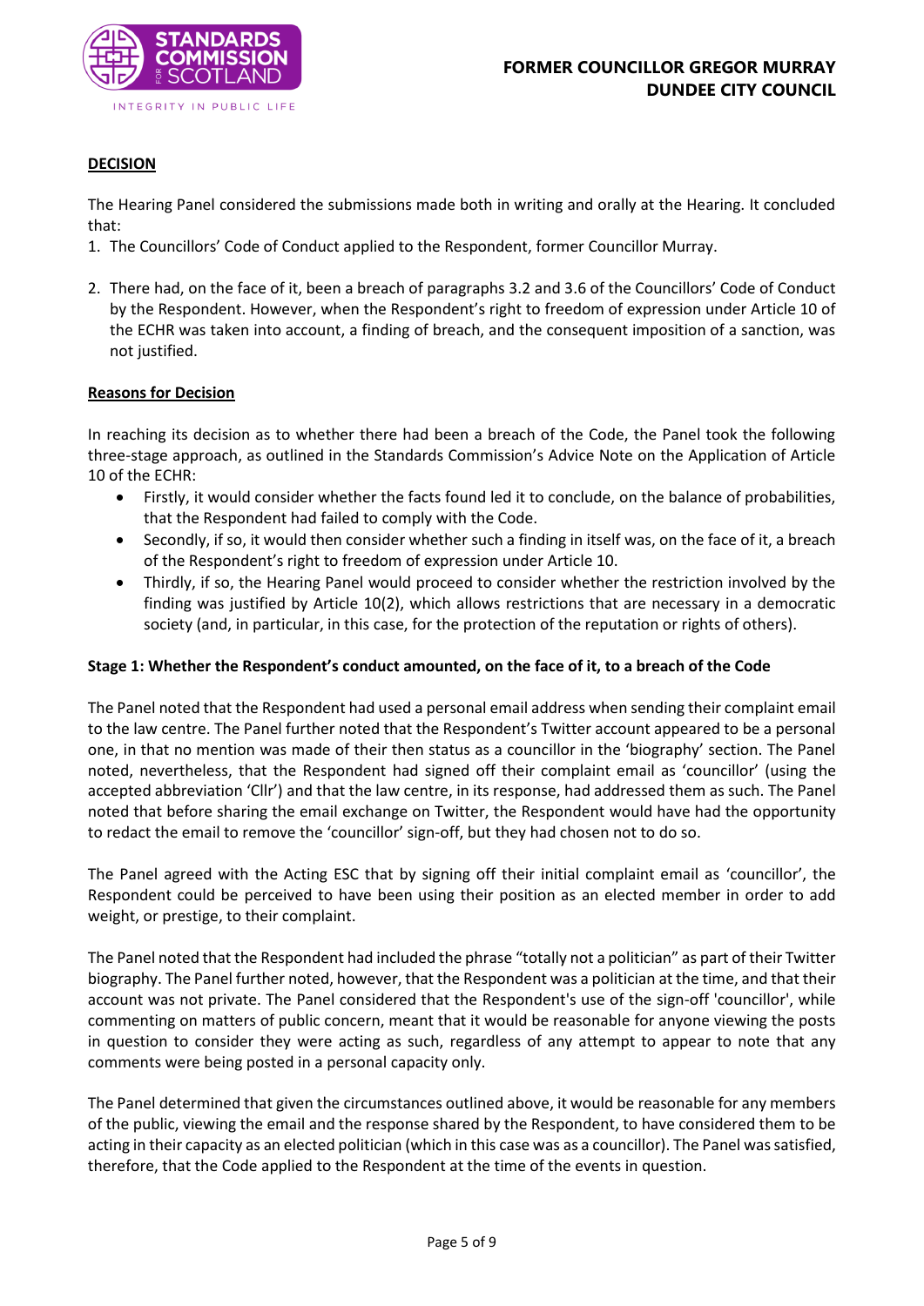**DECISION**

The Hearing Panel considered the submissions made both in writing and orally at the Hearing. It concluded that:

1. The Councillors' Code of Conduct applied to the Respondent, former Councillor Murray.

2. There had, on the face of it, been a breach of paragraphs 3.2 and 3.6 of the Councillors' Code of Conduct by the Respondent. However, when the Respondent's right to freedom of expression under Article 10 of the ECHR was taken into account, a finding of breach, and the consequent imposition of a sanction, was not justified.

**Reasons for Decision**

In reaching its decision as to whether there had been a breach of the Code, the Panel took the following three-stage approach, as outlined in the Standards Commission's Advice Note on the Application of Article 10 of the ECHR:

- Firstly, it would consider whether the facts found led it to conclude, on the balance of probabilities, that the Respondent had failed to comply with the Code.
- Secondly, if so, it would then consider whether such a finding in itself was, on the face of it, a breach of the Respondent's right to freedom of expression under Article 10.
- Thirdly, if so, the Hearing Panel would proceed to consider whether the restriction involved by the finding was justified by Article 10(2), which allows restrictions that are necessary in a democratic society (and, in particular, in this case, for the protection of the reputation or rights of others).

**Stage 1: Whether the Respondent's conduct amounted, on the face of it, to a breach of the Code**

The Panel noted that the Respondent had used a personal email address when sending their complaint email to the law centre. The Panel further noted that the Respondent's Twitter account appeared to be a personal one, in that no mention was made of their then status as a councillor in the 'biography' section. The Panel noted, nevertheless, that the Respondent had signed off their complaint email as 'councillor' (using the accepted abbreviation 'Cllr') and that the law centre, in its response, had addressed them as such. The Panel noted that before sharing the email exchange on Twitter, the Respondent would have had the opportunity to redact the email to remove the 'councillor' sign-off, but they had chosen not to do so.

The Panel agreed with the Acting ESC that by signing off their initial complaint email as 'councillor', the Respondent could be perceived to have been using their position as an elected member in order to add weight, or prestige, to their complaint.

The Panel noted that the Respondent had included the phrase "totally not a politician" as part of their Twitter biography. The Panel further noted, however, that the Respondent was a politician at the time, and that their account was not private. The Panel considered that the Respondent's use of the sign-off 'councillor', while commenting on matters of public concern, meant that it would be reasonable for anyone viewing the posts in question to consider they were acting as such, regardless of any attempt to appear to note that any comments were being posted in a personal capacity only.

The Panel determined that given the circumstances outlined above, it would be reasonable for any members of the public, viewing the email and the response shared by the Respondent, to have considered them to be acting in their capacity as an elected politician (which in this case was as a councillor). The Panel was satisfied, therefore, that the Code applied to the Respondent at the time of the events in question.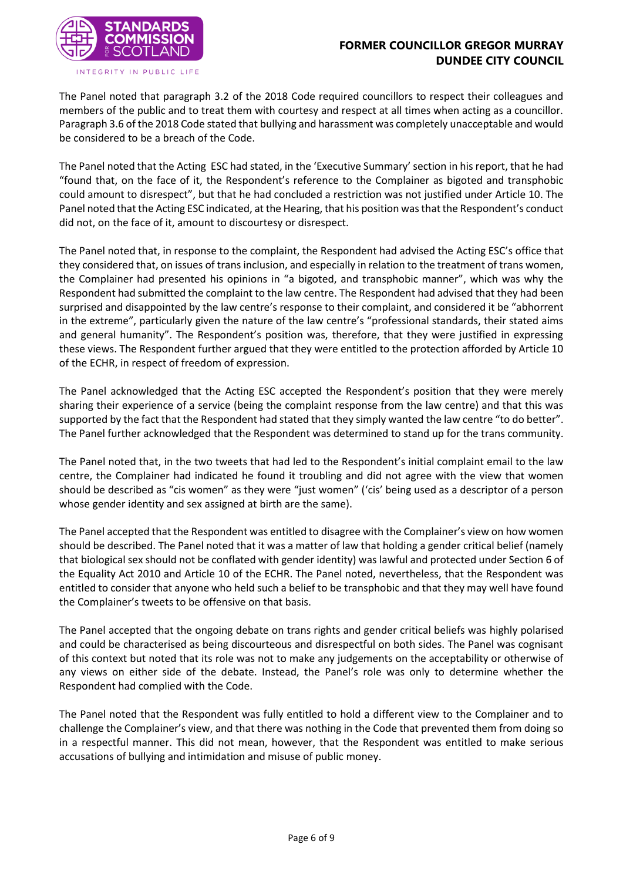The Panel noted that paragraph 3.2 of the 2018 Code required councillors to respect their colleagues and members of the public and to treat them with courtesy and respect at all times when acting as a councillor. Paragraph 3.6 of the 2018 Code stated that bullying and harassment was completely unacceptable and would be considered to be a breach of the Code.

The Panel noted that the Acting ESC had stated, in the 'Executive Summary' section in his report, that he had "found that, on the face of it, the Respondent's reference to the Complainer as bigoted and transphobic could amount to disrespect", but that he had concluded a restriction was not justified under Article 10. The Panel noted that the Acting ESC indicated, at the Hearing, that his position was that the Respondent's conduct did not, on the face of it, amount to discourtesy or disrespect.

The Panel noted that, in response to the complaint, the Respondent had advised the Acting ESC's office that they considered that, on issues of trans inclusion, and especially in relation to the treatment of trans women, the Complainer had presented his opinions in "a bigoted, and transphobic manner", which was why the Respondent had submitted the complaint to the law centre. The Respondent had advised that they had been surprised and disappointed by the law centre's response to their complaint, and considered it be "abhorrent in the extreme", particularly given the nature of the law centre's "professional standards, their stated aims and general humanity". The Respondent's position was, therefore, that they were justified in expressing these views. The Respondent further argued that they were entitled to the protection afforded by Article 10 of the ECHR, in respect of freedom of expression.

The Panel acknowledged that the Acting ESC accepted the Respondent's position that they were merely sharing their experience of a service (being the complaint response from the law centre) and that this was supported by the fact that the Respondent had stated that they simply wanted the law centre "to do better". The Panel further acknowledged that the Respondent was determined to stand up for the trans community.

The Panel noted that, in the two tweets that had led to the Respondent's initial complaint email to the law centre, the Complainer had indicated he found it troubling and did not agree with the view that women should be described as "cis women" as they were "just women" ('cis' being used as a descriptor of a person whose gender identity and sex assigned at birth are the same).

The Panel accepted that the Respondent was entitled to disagree with the Complainer's view on how women should be described. The Panel noted that it was a matter of law that holding a gender critical belief (namely that biological sex should not be conflated with gender identity) was lawful and protected under Section 6 of the Equality Act 2010 and Article 10 of the ECHR. The Panel noted, nevertheless, that the Respondent was entitled to consider that anyone who held such a belief to be transphobic and that they may well have found the Complainer's tweets to be offensive on that basis.

The Panel accepted that the ongoing debate on trans rights and gender critical beliefs was highly polarised and could be characterised as being discourteous and disrespectful on both sides. The Panel was cognisant of this context but noted that its role was not to make any judgements on the acceptability or otherwise of any views on either side of the debate. Instead, the Panel's role was only to determine whether the Respondent had complied with the Code.

The Panel noted that the Respondent was fully entitled to hold a different view to the Complainer and to challenge the Complainer's view, and that there was nothing in the Code that prevented them from doing so in a respectful manner. This did not mean, however, that the Respondent was entitled to make serious accusations of bullying and intimidation and misuse of public money.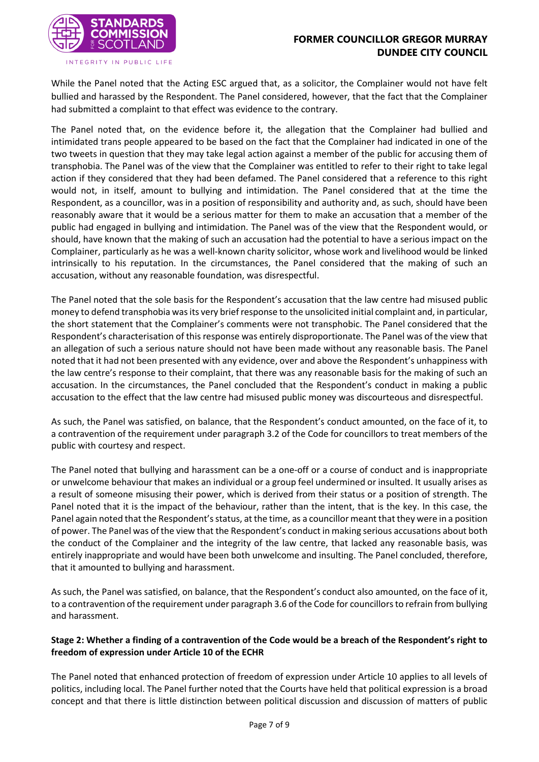While the Panel noted that the Acting ESC argued that, as a solicitor, the Complainer would not have felt bullied and harassed by the Respondent. The Panel considered, however, that the fact that the Complainer had submitted a complaint to that effect was evidence to the contrary.

The Panel noted that, on the evidence before it, the allegation that the Complainer had bullied and intimidated trans people appeared to be based on the fact that the Complainer had indicated in one of the two tweets in question that they may take legal action against a member of the public for accusing them of transphobia. The Panel was of the view that the Complainer was entitled to refer to their right to take legal action if they considered that they had been defamed. The Panel considered that a reference to this right would not, in itself, amount to bullying and intimidation. The Panel considered that at the time the Respondent, as a councillor, was in a position of responsibility and authority and, as such, should have been reasonably aware that it would be a serious matter for them to make an accusation that a member of the public had engaged in bullying and intimidation. The Panel was of the view that the Respondent would, or should, have known that the making of such an accusation had the potential to have a serious impact on the Complainer, particularly as he was a well-known charity solicitor, whose work and livelihood would be linked intrinsically to his reputation. In the circumstances, the Panel considered that the making of such an accusation, without any reasonable foundation, was disrespectful.

The Panel noted that the sole basis for the Respondent's accusation that the law centre had misused public money to defend transphobia was its very brief response to the unsolicited initial complaint and, in particular, the short statement that the Complainer's comments were not transphobic. The Panel considered that the Respondent's characterisation of this response was entirely disproportionate. The Panel was of the view that an allegation of such a serious nature should not have been made without any reasonable basis. The Panel noted that it had not been presented with any evidence, over and above the Respondent's unhappiness with the law centre's response to their complaint, that there was any reasonable basis for the making of such an accusation. In the circumstances, the Panel concluded that the Respondent's conduct in making a public accusation to the effect that the law centre had misused public money was discourteous and disrespectful.

As such, the Panel was satisfied, on balance, that the Respondent's conduct amounted, on the face of it, to a contravention of the requirement under paragraph 3.2 of the Code for councillors to treat members of the public with courtesy and respect.

The Panel noted that bullying and harassment can be a one-off or a course of conduct and is inappropriate or unwelcome behaviour that makes an individual or a group feel undermined or insulted. It usually arises as a result of someone misusing their power, which is derived from their status or a position of strength. The Panel noted that it is the impact of the behaviour, rather than the intent, that is the key. In this case, the Panel again noted that the Respondent's status, at the time, as a councillor meant that they were in a position of power. The Panel was of the view that the Respondent's conduct in making serious accusations about both the conduct of the Complainer and the integrity of the law centre, that lacked any reasonable basis, was entirely inappropriate and would have been both unwelcome and insulting. The Panel concluded, therefore, that it amounted to bullying and harassment.

As such, the Panel was satisfied, on balance, that the Respondent's conduct also amounted, on the face of it, to a contravention of the requirement under paragraph 3.6 of the Code for councillors to refrain from bullying and harassment.

**Stage 2: Whether a finding of a contravention of the Code would be a breach of the Respondent's right to freedom of expression under Article 10 of the ECHR**

The Panel noted that enhanced protection of freedom of expression under Article 10 applies to all levels of politics, including local. The Panel further noted that the Courts have held that political expression is a broad concept and that there is little distinction between political discussion and discussion of matters of public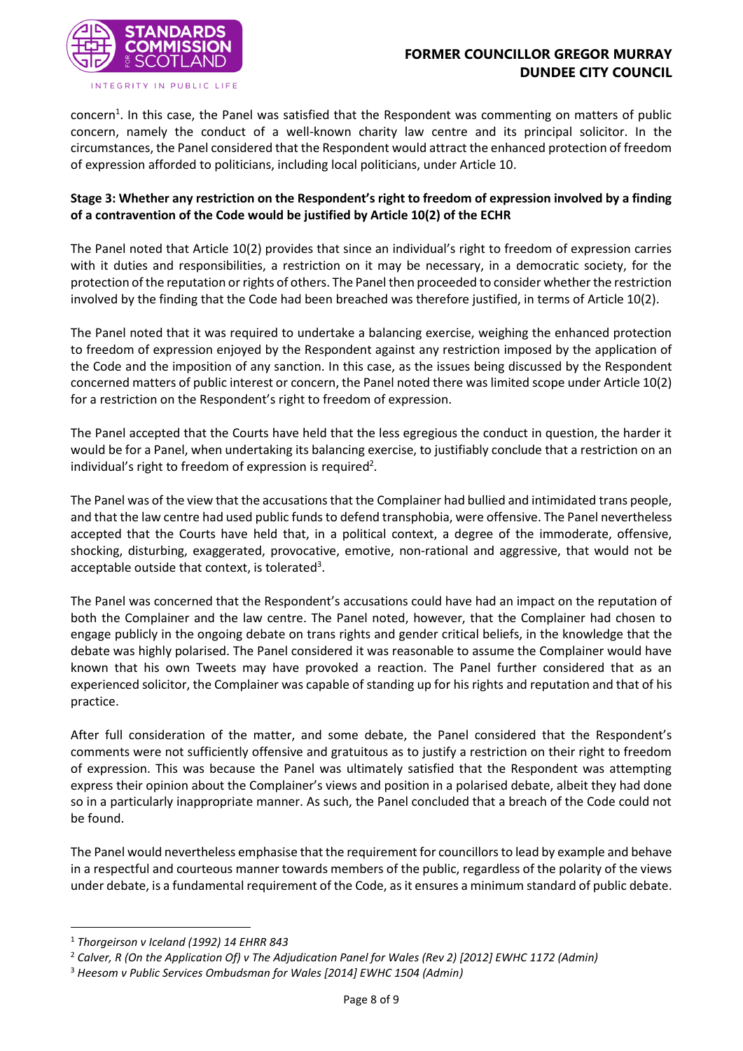concern[1]. In this case, the Panel was satisfied that the Respondent was commenting on matters of public concern, namely the conduct of a well-known charity law centre and its principal solicitor. In the circumstances, the Panel considered that the Respondent would attract the enhanced protection of freedom of expression afforded to politicians, including local politicians, under Article 10.

**Stage 3: Whether any restriction on the Respondent's right to freedom of expression involved by a finding of a contravention of the Code would be justified by Article 10(2) of the ECHR**

The Panel noted that Article 10(2) provides that since an individual's right to freedom of expression carries with it duties and responsibilities, a restriction on it may be necessary, in a democratic society, for the protection of the reputation or rights of others. The Panel then proceeded to consider whether the restriction involved by the finding that the Code had been breached was therefore justified, in terms of Article 10(2).

The Panel noted that it was required to undertake a balancing exercise, weighing the enhanced protection to freedom of expression enjoyed by the Respondent against any restriction imposed by the application of the Code and the imposition of any sanction. In this case, as the issues being discussed by the Respondent concerned matters of public interest or concern, the Panel noted there was limited scope under Article 10(2) for a restriction on the Respondent's right to freedom of expression.

The Panel accepted that the Courts have held that the less egregious the conduct in question, the harder it would be for a Panel, when undertaking its balancing exercise, to justifiably conclude that a restriction on an individual's right to freedom of expression is required[2].

The Panel was of the view that the accusations that the Complainer had bullied and intimidated trans people, and that the law centre had used public funds to defend transphobia, were offensive. The Panel nevertheless accepted that the Courts have held that, in a political context, a degree of the immoderate, offensive, shocking, disturbing, exaggerated, provocative, emotive, non-rational and aggressive, that would not be acceptable outside that context, is tolerated[3].

The Panel was concerned that the Respondent's accusations could have had an impact on the reputation of both the Complainer and the law centre. The Panel noted, however, that the Complainer had chosen to engage publicly in the ongoing debate on trans rights and gender critical beliefs, in the knowledge that the debate was highly polarised. The Panel considered it was reasonable to assume the Complainer would have known that his own Tweets may have provoked a reaction. The Panel further considered that as an experienced solicitor, the Complainer was capable of standing up for his rights and reputation and that of his practice.

After full consideration of the matter, and some debate, the Panel considered that the Respondent's comments were not sufficiently offensive and gratuitous as to justify a restriction on their right to freedom of expression. This was because the Panel was ultimately satisfied that the Respondent was attempting express their opinion about the Complainer's views and position in a polarised debate, albeit they had done so in a particularly inappropriate manner. As such, the Panel concluded that a breach of the Code could not be found.

The Panel would nevertheless emphasise that the requirement for councillors to lead by example and behave in a respectful and courteous manner towards members of the public, regardless of the polarity of the views under debate, is a fundamental requirement of the Code, as it ensures a minimum standard of public debate.

---

[1] *Thorgeirson v Iceland (1992) 14 EHRR 843*

[2] *Calver, R (On the Application Of) v The Adjudication Panel for Wales (Rev 2) [2012] EWHC 1172 (Admin)*

[3] *Heesom v Public Services Ombudsman for Wales [2014] EWHC 1504 (Admin)*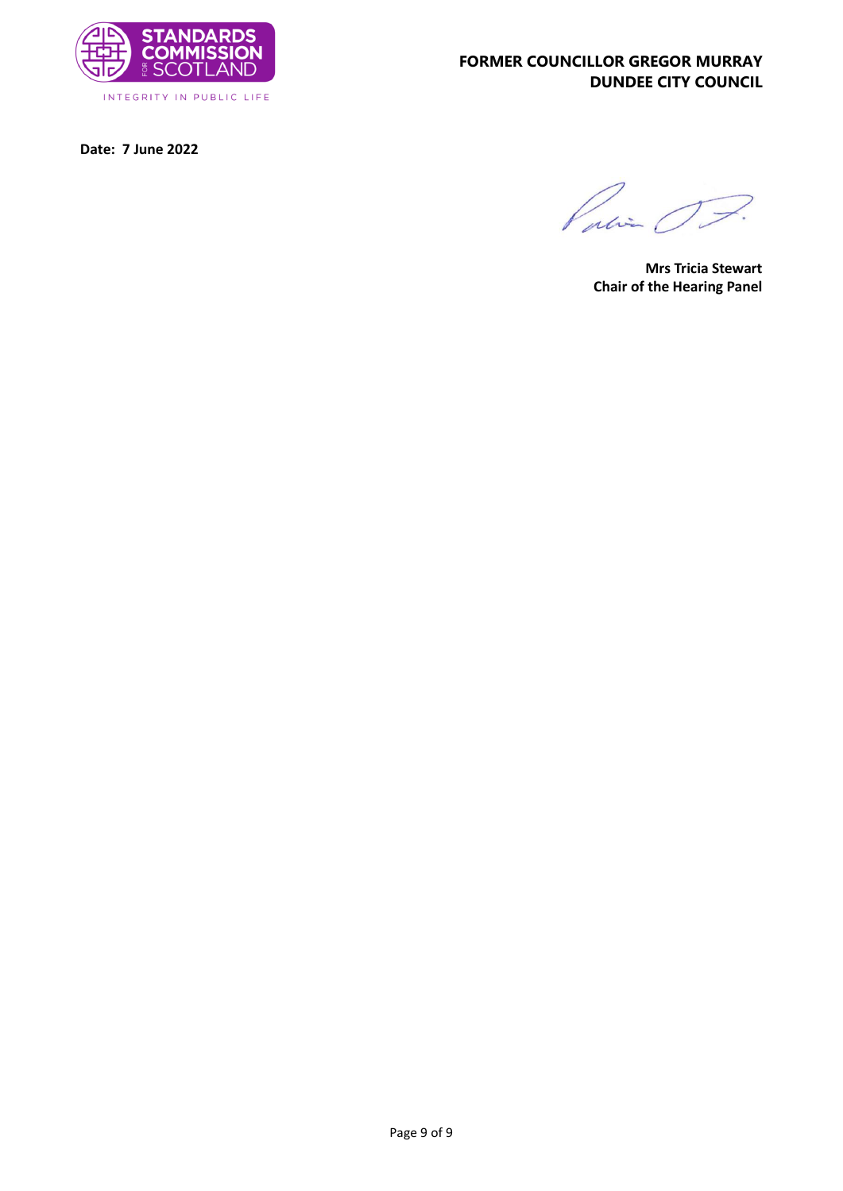Date: **7 June 2022**

**Mrs Tricia Stewart**
**Chair of the Hearing Panel**